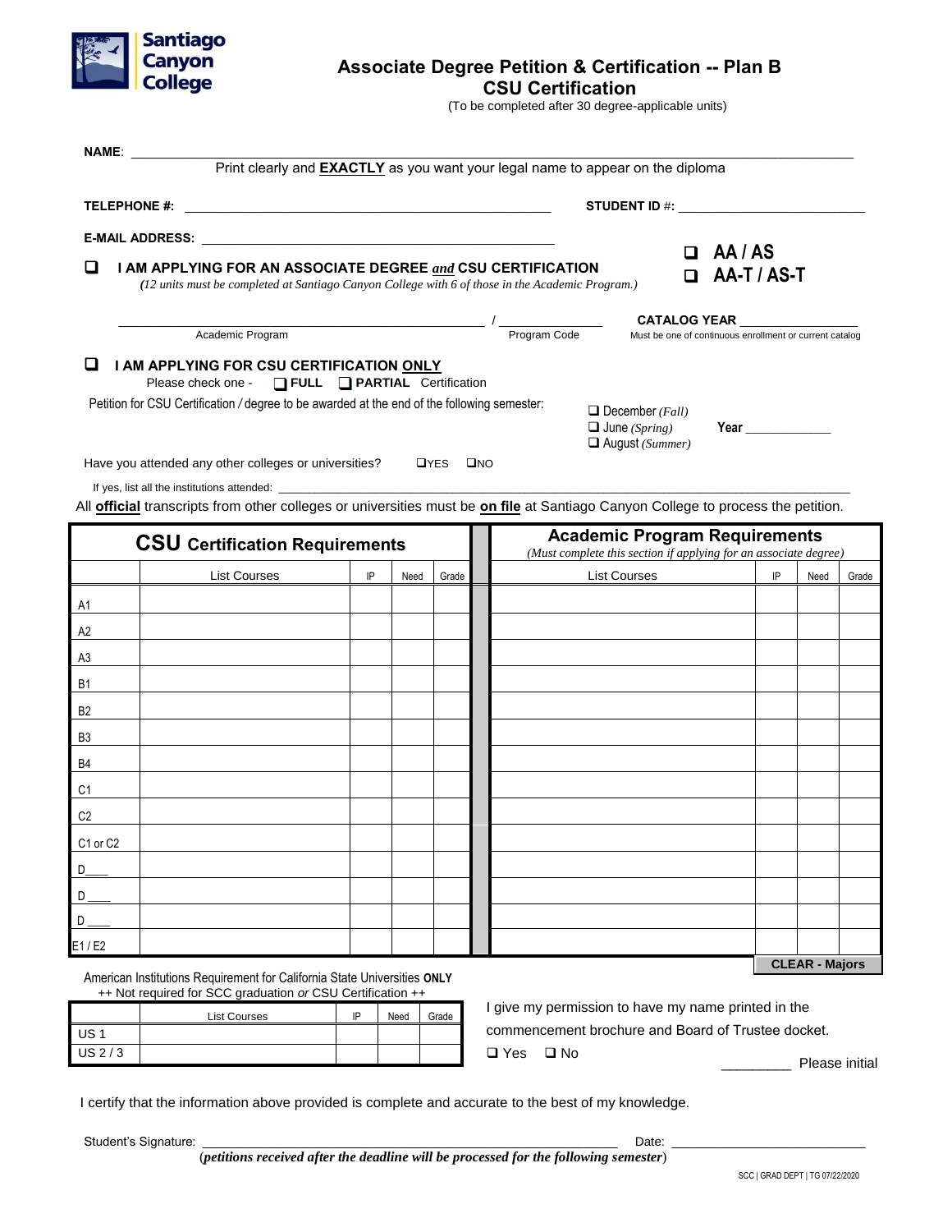Santiago Canyon College

# Associate Degree Petition & Certification -- Plan B
## CSU Certification

(To be completed after 30 degree-applicable units)

**NAME**: ______________________________________________

Print clearly and **EXACTLY** as you want your legal name to appear on the diploma

**TELEPHONE #:** ______________________________ **STUDENT ID #:** ____________________

**E-MAIL ADDRESS:** ______________________________

❑ **I AM APPLYING FOR AN ASSOCIATE DEGREE *and* CSU CERTIFICATION**
*(12 units must be completed at Santiago Canyon College with 6 of those in the Academic Program.)*

❑ **AA / AS**
❑ **AA-T / AS-T**

______________________________ / ______________ **CATALOG YEAR** ______________
Academic Program / Program Code / Must be one of continuous enrollment or current catalog

❑ **I AM APPLYING FOR CSU CERTIFICATION ONLY**
Please check one - ❑ **FULL** ❑ **PARTIAL** Certification

Petition for CSU Certification / degree to be awarded at the end of the following semester:

❑ December *(Fall)*
❑ June *(Spring)*
❑ August *(Summer)*

**Year** ____________

Have you attended any other colleges or universities? ❑YES ❑NO

If yes, list all the institutions attended: ______________________________

All **official** transcripts from other colleges or universities must be **on file** at Santiago Canyon College to process the petition.

| **CSU Certification Requirements** | | | | | | **Academic Program Requirements** *(Must complete this section if applying for an associate degree)* | | | |
|---|---|---|---|---|---|---|---|---|---|
| | List Courses | IP | Need | Grade | | List Courses | IP | Need | Grade |
| A1 | | | | | | | | | |
| A2 | | | | | | | | | |
| A3 | | | | | | | | | |
| B1 | | | | | | | | | |
| B2 | | | | | | | | | |
| B3 | | | | | | | | | |
| B4 | | | | | | | | | |
| C1 | | | | | | | | | |
| C2 | | | | | | | | | |
| C1 or C2 | | | | | | | | | |
| D____ | | | | | | | | | |
| D ____ | | | | | | | | | |
| D ____ | | | | | | | | | |
| E1 / E2 | | | | | | | | | |

**CLEAR - Majors**

American Institutions Requirement for California State Universities **ONLY**
++ Not required for SCC graduation *or* CSU Certification ++

| | List Courses | IP | Need | Grade |
|---|---|---|---|---|
| US 1 | | | | |
| US 2 / 3 | | | | |

I give my permission to have my name printed in the commencement brochure and Board of Trustee docket.

❑ Yes ❑ No

_________ Please initial

I certify that the information above provided is complete and accurate to the best of my knowledge.

Student's Signature: ______________________________ Date: ____________________

(***petitions received after the deadline will be processed for the following semester***)

SCC | GRAD DEPT | TG 07/22/2020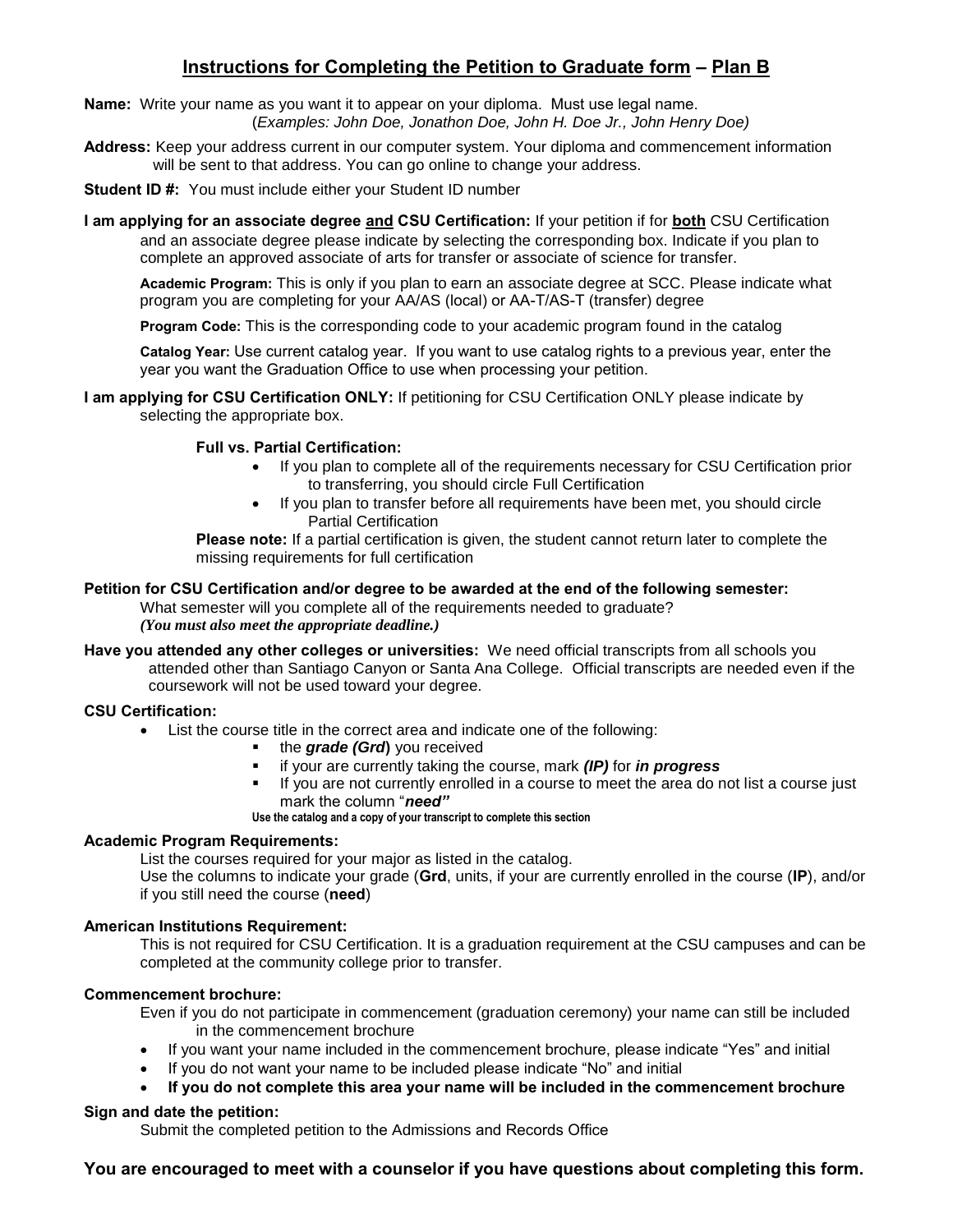# Instructions for Completing the Petition to Graduate form – Plan B

**Name:** Write your name as you want it to appear on your diploma. Must use legal name.
(*Examples: John Doe, Jonathon Doe, John H. Doe Jr., John Henry Doe)*

**Address:** Keep your address current in our computer system. Your diploma and commencement information will be sent to that address. You can go online to change your address.

**Student ID #:** You must include either your Student ID number

**I am applying for an associate degree and CSU Certification:** If your petition if for **both** CSU Certification and an associate degree please indicate by selecting the corresponding box. Indicate if you plan to complete an approved associate of arts for transfer or associate of science for transfer.

**Academic Program:** This is only if you plan to earn an associate degree at SCC. Please indicate what program you are completing for your AA/AS (local) or AA-T/AS-T (transfer) degree

**Program Code:** This is the corresponding code to your academic program found in the catalog

**Catalog Year:** Use current catalog year. If you want to use catalog rights to a previous year, enter the year you want the Graduation Office to use when processing your petition.

**I am applying for CSU Certification ONLY:** If petitioning for CSU Certification ONLY please indicate by selecting the appropriate box.

**Full vs. Partial Certification:**

- If you plan to complete all of the requirements necessary for CSU Certification prior to transferring, you should circle Full Certification
- If you plan to transfer before all requirements have been met, you should circle Partial Certification

**Please note:** If a partial certification is given, the student cannot return later to complete the missing requirements for full certification

**Petition for CSU Certification and/or degree to be awarded at the end of the following semester:**
What semester will you complete all of the requirements needed to graduate?
***(You must also meet the appropriate deadline.)***

**Have you attended any other colleges or universities:** We need official transcripts from all schools you attended other than Santiago Canyon or Santa Ana College. Official transcripts are needed even if the coursework will not be used toward your degree.

**CSU Certification:**

- List the course title in the correct area and indicate one of the following:
  - the ***grade (Grd)*** you received
  - if your are currently taking the course, mark ***(IP)*** for ***in progress***
  - If you are not currently enrolled in a course to meet the area do not list a course just mark the column "***need"***

**Use the catalog and a copy of your transcript to complete this section**

**Academic Program Requirements:**
List the courses required for your major as listed in the catalog.
Use the columns to indicate your grade (**Grd**, units, if your are currently enrolled in the course (**IP**), and/or if you still need the course (**need**)

**American Institutions Requirement:**
This is not required for CSU Certification. It is a graduation requirement at the CSU campuses and can be completed at the community college prior to transfer.

**Commencement brochure:**
Even if you do not participate in commencement (graduation ceremony) your name can still be included in the commencement brochure

- If you want your name included in the commencement brochure, please indicate "Yes" and initial
- If you do not want your name to be included please indicate "No" and initial
- **If you do not complete this area your name will be included in the commencement brochure**

**Sign and date the petition:**
Submit the completed petition to the Admissions and Records Office

**You are encouraged to meet with a counselor if you have questions about completing this form.**